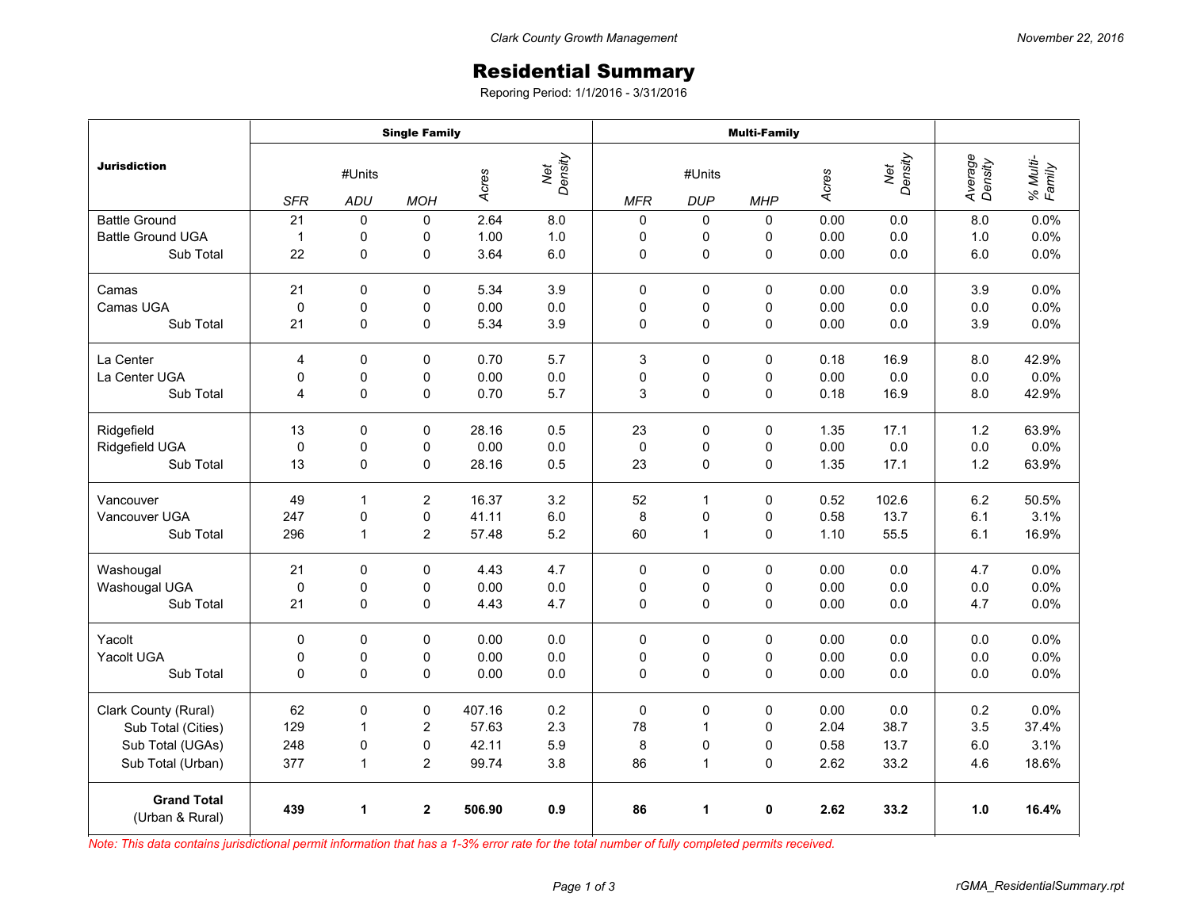# Residential Summary

Reporing Period: 1/1/2016 - 3/31/2016

| Jurisdiction | Single Family | | | | | Multi-Family | | | | | | |
|---|---|---|---|---|---|---|---|---|---|---|---|---|
| | #Units | | | Acres | Net Density | #Units | | | Acres | Net Density | Average Density | % Multi-Family |
| | SFR | ADU | MOH | | | MFR | DUP | MHP | | | | |
| Battle Ground | 21 | 0 | 0 | 2.64 | 8.0 | 0 | 0 | 0 | 0.00 | 0.0 | 8.0 | 0.0% |
| Battle Ground UGA | 1 | 0 | 0 | 1.00 | 1.0 | 0 | 0 | 0 | 0.00 | 0.0 | 1.0 | 0.0% |
| Sub Total | 22 | 0 | 0 | 3.64 | 6.0 | 0 | 0 | 0 | 0.00 | 0.0 | 6.0 | 0.0% |
| Camas | 21 | 0 | 0 | 5.34 | 3.9 | 0 | 0 | 0 | 0.00 | 0.0 | 3.9 | 0.0% |
| Camas UGA | 0 | 0 | 0 | 0.00 | 0.0 | 0 | 0 | 0 | 0.00 | 0.0 | 0.0 | 0.0% |
| Sub Total | 21 | 0 | 0 | 5.34 | 3.9 | 0 | 0 | 0 | 0.00 | 0.0 | 3.9 | 0.0% |
| La Center | 4 | 0 | 0 | 0.70 | 5.7 | 3 | 0 | 0 | 0.18 | 16.9 | 8.0 | 42.9% |
| La Center UGA | 0 | 0 | 0 | 0.00 | 0.0 | 0 | 0 | 0 | 0.00 | 0.0 | 0.0 | 0.0% |
| Sub Total | 4 | 0 | 0 | 0.70 | 5.7 | 3 | 0 | 0 | 0.18 | 16.9 | 8.0 | 42.9% |
| Ridgefield | 13 | 0 | 0 | 28.16 | 0.5 | 23 | 0 | 0 | 1.35 | 17.1 | 1.2 | 63.9% |
| Ridgefield UGA | 0 | 0 | 0 | 0.00 | 0.0 | 0 | 0 | 0 | 0.00 | 0.0 | 0.0 | 0.0% |
| Sub Total | 13 | 0 | 0 | 28.16 | 0.5 | 23 | 0 | 0 | 1.35 | 17.1 | 1.2 | 63.9% |
| Vancouver | 49 | 1 | 2 | 16.37 | 3.2 | 52 | 1 | 0 | 0.52 | 102.6 | 6.2 | 50.5% |
| Vancouver UGA | 247 | 0 | 0 | 41.11 | 6.0 | 8 | 0 | 0 | 0.58 | 13.7 | 6.1 | 3.1% |
| Sub Total | 296 | 1 | 2 | 57.48 | 5.2 | 60 | 1 | 0 | 1.10 | 55.5 | 6.1 | 16.9% |
| Washougal | 21 | 0 | 0 | 4.43 | 4.7 | 0 | 0 | 0 | 0.00 | 0.0 | 4.7 | 0.0% |
| Washougal UGA | 0 | 0 | 0 | 0.00 | 0.0 | 0 | 0 | 0 | 0.00 | 0.0 | 0.0 | 0.0% |
| Sub Total | 21 | 0 | 0 | 4.43 | 4.7 | 0 | 0 | 0 | 0.00 | 0.0 | 4.7 | 0.0% |
| Yacolt | 0 | 0 | 0 | 0.00 | 0.0 | 0 | 0 | 0 | 0.00 | 0.0 | 0.0 | 0.0% |
| Yacolt UGA | 0 | 0 | 0 | 0.00 | 0.0 | 0 | 0 | 0 | 0.00 | 0.0 | 0.0 | 0.0% |
| Sub Total | 0 | 0 | 0 | 0.00 | 0.0 | 0 | 0 | 0 | 0.00 | 0.0 | 0.0 | 0.0% |
| Clark County (Rural) | 62 | 0 | 0 | 407.16 | 0.2 | 0 | 0 | 0 | 0.00 | 0.0 | 0.2 | 0.0% |
| Sub Total (Cities) | 129 | 1 | 2 | 57.63 | 2.3 | 78 | 1 | 0 | 2.04 | 38.7 | 3.5 | 37.4% |
| Sub Total (UGAs) | 248 | 0 | 0 | 42.11 | 5.9 | 8 | 0 | 0 | 0.58 | 13.7 | 6.0 | 3.1% |
| Sub Total (Urban) | 377 | 1 | 2 | 99.74 | 3.8 | 86 | 1 | 0 | 2.62 | 33.2 | 4.6 | 18.6% |
| **Grand Total** (Urban & Rural) | **439** | **1** | **2** | **506.90** | **0.9** | **86** | **1** | **0** | **2.62** | **33.2** | **1.0** | **16.4%** |

*Note: This data contains jurisdictional permit information that has a 1-3% error rate for the total number of fully completed permits received.*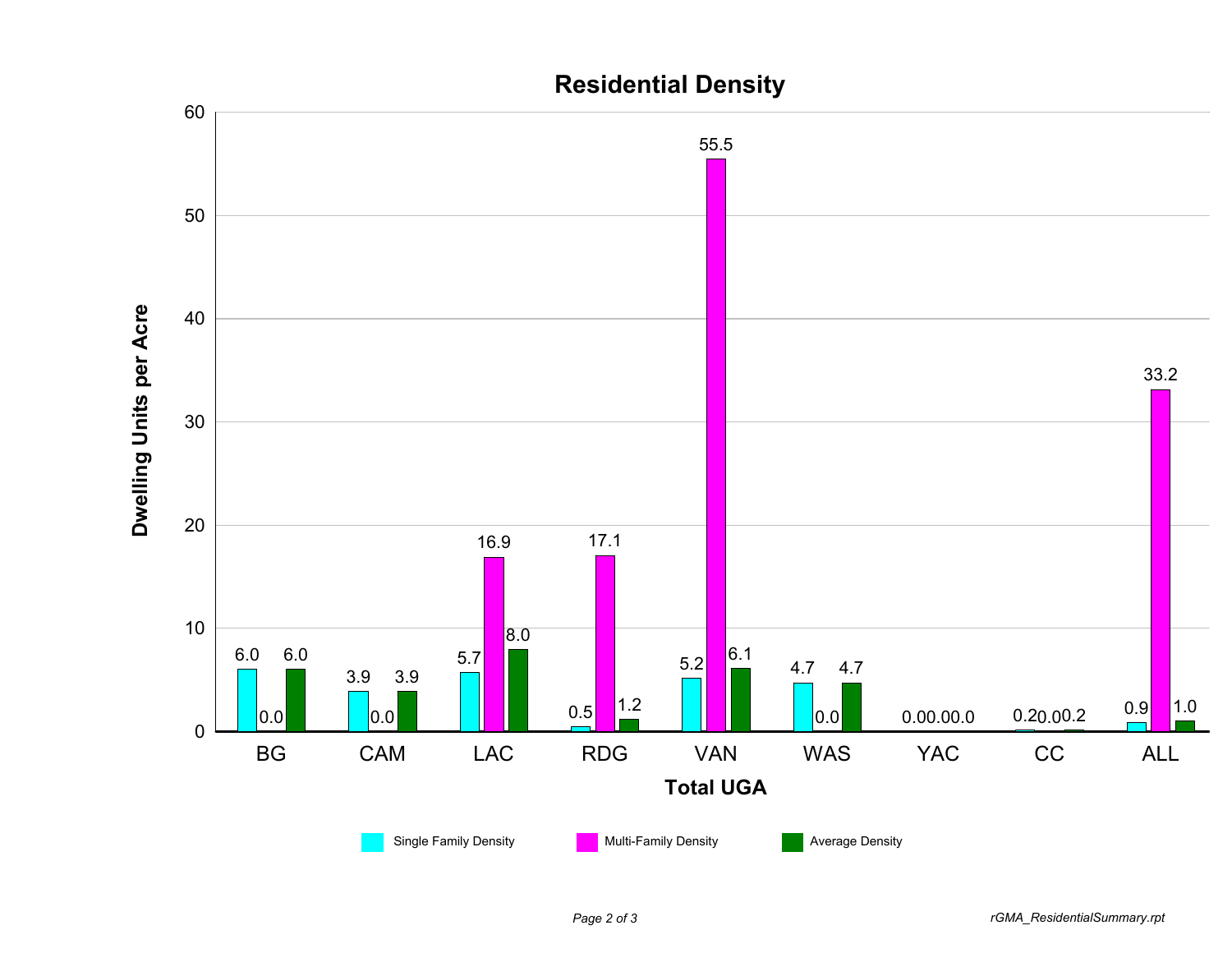## Residential Density

| Total UGA | Single Family Density | Multi-Family Density | Average Density |
|---|---|---|---|
| BG | 6.0 | 0.0 | 6.0 |
| CAM | 3.9 | 0.0 | 3.9 |
| LAC | 5.7 | 16.9 | 8.0 |
| RDG | 0.5 | 17.1 | 1.2 |
| VAN | 5.2 | 55.5 | 6.1 |
| WAS | 4.7 | 0.0 | 4.7 |
| YAC | 0.0 | 0.0 | 0.0 |
| CC | 0.2 | 0.0 | 0.2 |
| ALL | 0.9 | 33.2 | 1.0 |

Dwelling Units per Acre

*rGMA_ResidentialSummary.rpt*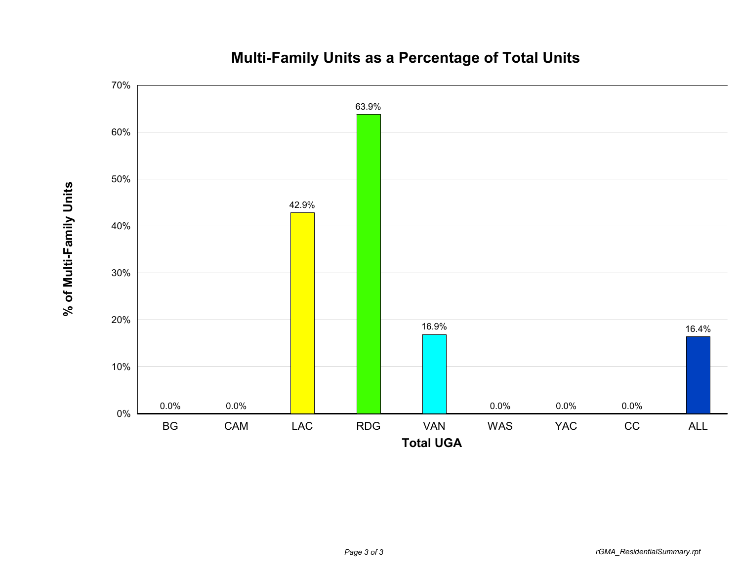# Multi-Family Units as a Percentage of Total Units

% of Multi-Family Units

70%
60%
50%
40%
30%
20%
10%
0%

0.0%
0.0%
42.9%
63.9%
16.9%
0.0%
0.0%
0.0%
16.4%

BG
CAM
LAC
RDG
VAN
WAS
YAC
CC
ALL

**Total UGA**

*rGMA_ResidentialSummary.rpt*